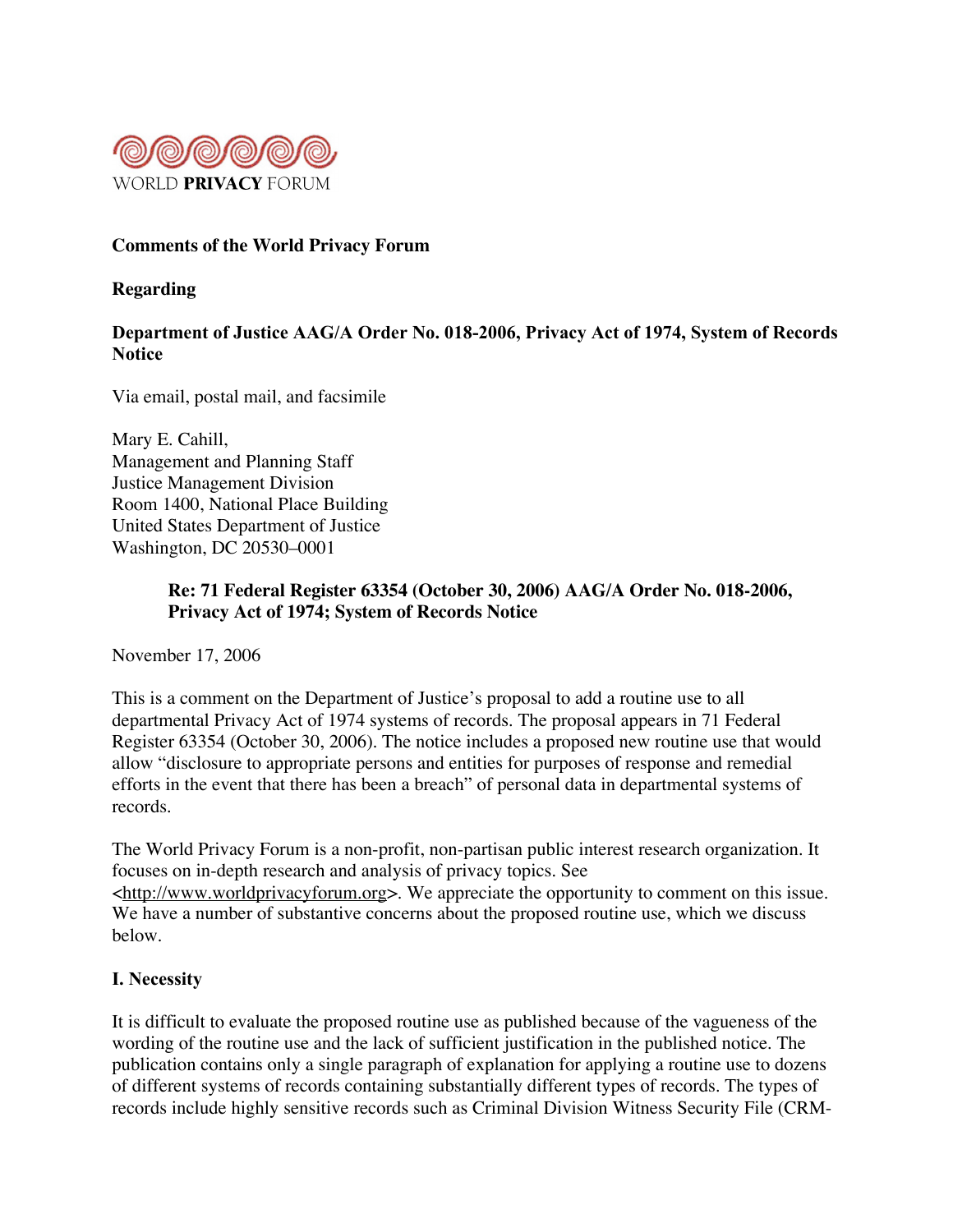WORLD **PRIVACY** FORUM

**Comments of the World Privacy Forum**

**Regarding**

**Department of Justice AAG/A Order No. 018-2006, Privacy Act of 1974, System of Records Notice**

Via email, postal mail, and facsimile

Mary E. Cahill,
Management and Planning Staff
Justice Management Division
Room 1400, National Place Building
United States Department of Justice
Washington, DC 20530–0001

> **Re: 71 Federal Register 63354 (October 30, 2006) AAG/A Order No. 018-2006, Privacy Act of 1974; System of Records Notice**

November 17, 2006

This is a comment on the Department of Justice's proposal to add a routine use to all departmental Privacy Act of 1974 systems of records. The proposal appears in 71 Federal Register 63354 (October 30, 2006). The notice includes a proposed new routine use that would allow "disclosure to appropriate persons and entities for purposes of response and remedial efforts in the event that there has been a breach" of personal data in departmental systems of records.

The World Privacy Forum is a non-profit, non-partisan public interest research organization. It focuses on in-depth research and analysis of privacy topics. See <http://www.worldprivacyforum.org>. We appreciate the opportunity to comment on this issue. We have a number of substantive concerns about the proposed routine use, which we discuss below.

## I. Necessity

It is difficult to evaluate the proposed routine use as published because of the vagueness of the wording of the routine use and the lack of sufficient justification in the published notice. The publication contains only a single paragraph of explanation for applying a routine use to dozens of different systems of records containing substantially different types of records. The types of records include highly sensitive records such as Criminal Division Witness Security File (CRM-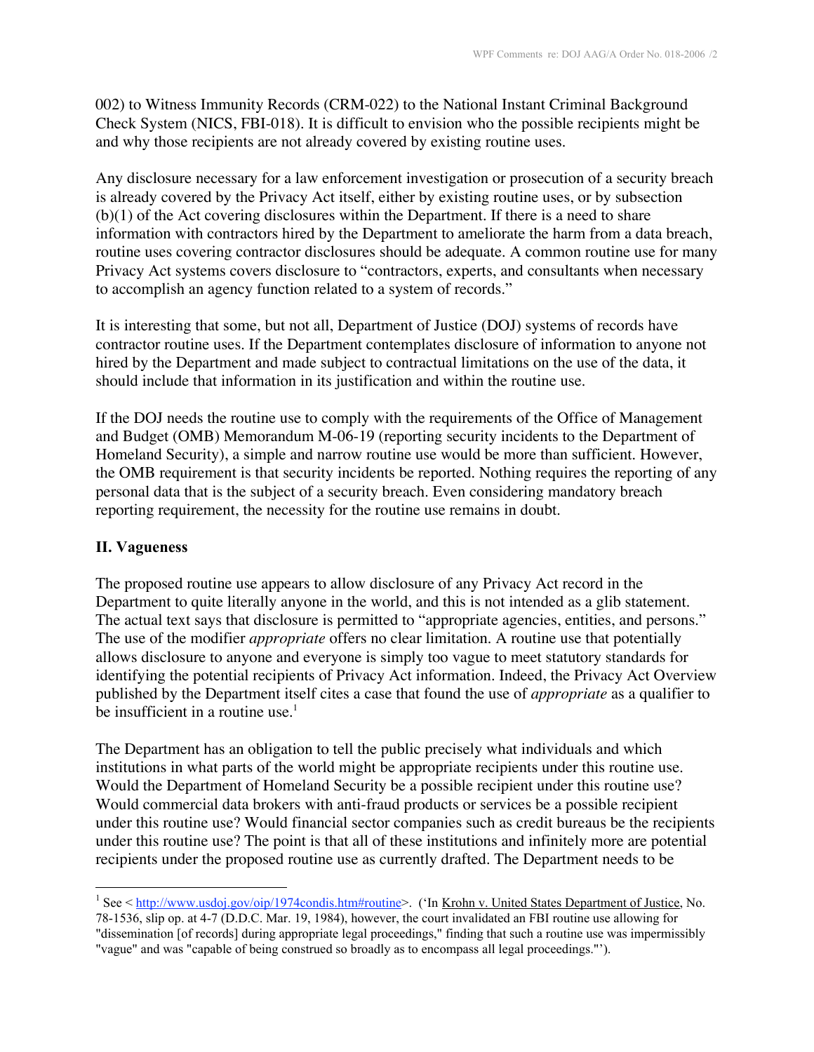002) to Witness Immunity Records (CRM-022) to the National Instant Criminal Background Check System (NICS, FBI-018). It is difficult to envision who the possible recipients might be and why those recipients are not already covered by existing routine uses.

Any disclosure necessary for a law enforcement investigation or prosecution of a security breach is already covered by the Privacy Act itself, either by existing routine uses, or by subsection (b)(1) of the Act covering disclosures within the Department. If there is a need to share information with contractors hired by the Department to ameliorate the harm from a data breach, routine uses covering contractor disclosures should be adequate. A common routine use for many Privacy Act systems covers disclosure to "contractors, experts, and consultants when necessary to accomplish an agency function related to a system of records."

It is interesting that some, but not all, Department of Justice (DOJ) systems of records have contractor routine uses. If the Department contemplates disclosure of information to anyone not hired by the Department and made subject to contractual limitations on the use of the data, it should include that information in its justification and within the routine use.

If the DOJ needs the routine use to comply with the requirements of the Office of Management and Budget (OMB) Memorandum M-06-19 (reporting security incidents to the Department of Homeland Security), a simple and narrow routine use would be more than sufficient. However, the OMB requirement is that security incidents be reported. Nothing requires the reporting of any personal data that is the subject of a security breach. Even considering mandatory breach reporting requirement, the necessity for the routine use remains in doubt.

## II. Vagueness

The proposed routine use appears to allow disclosure of any Privacy Act record in the Department to quite literally anyone in the world, and this is not intended as a glib statement. The actual text says that disclosure is permitted to "appropriate agencies, entities, and persons." The use of the modifier *appropriate* offers no clear limitation. A routine use that potentially allows disclosure to anyone and everyone is simply too vague to meet statutory standards for identifying the potential recipients of Privacy Act information. Indeed, the Privacy Act Overview published by the Department itself cites a case that found the use of *appropriate* as a qualifier to be insufficient in a routine use.[1]

The Department has an obligation to tell the public precisely what individuals and which institutions in what parts of the world might be appropriate recipients under this routine use. Would the Department of Homeland Security be a possible recipient under this routine use? Would commercial data brokers with anti-fraud products or services be a possible recipient under this routine use? Would financial sector companies such as credit bureaus be the recipients under this routine use? The point is that all of these institutions and infinitely more are potential recipients under the proposed routine use as currently drafted. The Department needs to be

---

[1] See < http://www.usdoj.gov/oip/1974condis.htm#routine>. ('In Krohn v. United States Department of Justice, No. 78-1536, slip op. at 4-7 (D.D.C. Mar. 19, 1984), however, the court invalidated an FBI routine use allowing for "dissemination [of records] during appropriate legal proceedings," finding that such a routine use was impermissibly "vague" and was "capable of being construed so broadly as to encompass all legal proceedings."').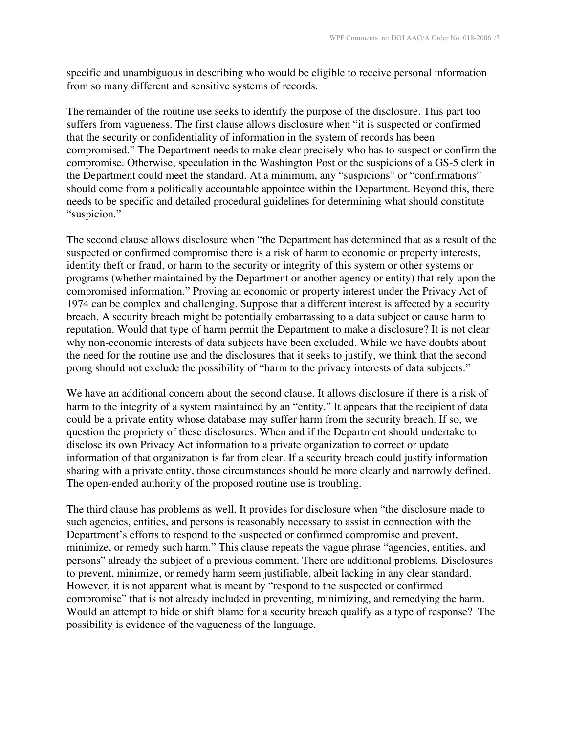specific and unambiguous in describing who would be eligible to receive personal information from so many different and sensitive systems of records.

The remainder of the routine use seeks to identify the purpose of the disclosure. This part too suffers from vagueness. The first clause allows disclosure when "it is suspected or confirmed that the security or confidentiality of information in the system of records has been compromised." The Department needs to make clear precisely who has to suspect or confirm the compromise. Otherwise, speculation in the Washington Post or the suspicions of a GS-5 clerk in the Department could meet the standard. At a minimum, any "suspicions" or "confirmations" should come from a politically accountable appointee within the Department. Beyond this, there needs to be specific and detailed procedural guidelines for determining what should constitute "suspicion."

The second clause allows disclosure when "the Department has determined that as a result of the suspected or confirmed compromise there is a risk of harm to economic or property interests, identity theft or fraud, or harm to the security or integrity of this system or other systems or programs (whether maintained by the Department or another agency or entity) that rely upon the compromised information." Proving an economic or property interest under the Privacy Act of 1974 can be complex and challenging. Suppose that a different interest is affected by a security breach. A security breach might be potentially embarrassing to a data subject or cause harm to reputation. Would that type of harm permit the Department to make a disclosure? It is not clear why non-economic interests of data subjects have been excluded. While we have doubts about the need for the routine use and the disclosures that it seeks to justify, we think that the second prong should not exclude the possibility of "harm to the privacy interests of data subjects."

We have an additional concern about the second clause. It allows disclosure if there is a risk of harm to the integrity of a system maintained by an "entity." It appears that the recipient of data could be a private entity whose database may suffer harm from the security breach. If so, we question the propriety of these disclosures. When and if the Department should undertake to disclose its own Privacy Act information to a private organization to correct or update information of that organization is far from clear. If a security breach could justify information sharing with a private entity, those circumstances should be more clearly and narrowly defined. The open-ended authority of the proposed routine use is troubling.

The third clause has problems as well. It provides for disclosure when "the disclosure made to such agencies, entities, and persons is reasonably necessary to assist in connection with the Department's efforts to respond to the suspected or confirmed compromise and prevent, minimize, or remedy such harm." This clause repeats the vague phrase "agencies, entities, and persons" already the subject of a previous comment. There are additional problems. Disclosures to prevent, minimize, or remedy harm seem justifiable, albeit lacking in any clear standard. However, it is not apparent what is meant by "respond to the suspected or confirmed compromise" that is not already included in preventing, minimizing, and remedying the harm. Would an attempt to hide or shift blame for a security breach qualify as a type of response? The possibility is evidence of the vagueness of the language.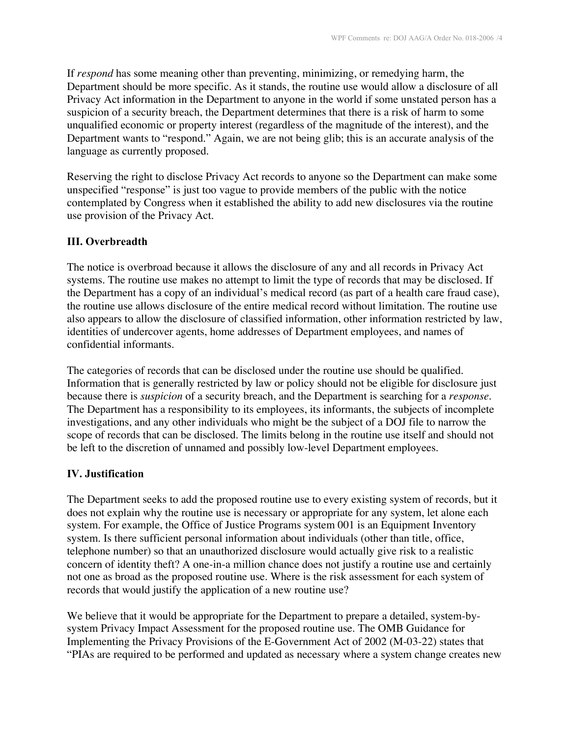If *respond* has some meaning other than preventing, minimizing, or remedying harm, the Department should be more specific. As it stands, the routine use would allow a disclosure of all Privacy Act information in the Department to anyone in the world if some unstated person has a suspicion of a security breach, the Department determines that there is a risk of harm to some unqualified economic or property interest (regardless of the magnitude of the interest), and the Department wants to "respond." Again, we are not being glib; this is an accurate analysis of the language as currently proposed.

Reserving the right to disclose Privacy Act records to anyone so the Department can make some unspecified "response" is just too vague to provide members of the public with the notice contemplated by Congress when it established the ability to add new disclosures via the routine use provision of the Privacy Act.

## III. Overbreadth

The notice is overbroad because it allows the disclosure of any and all records in Privacy Act systems. The routine use makes no attempt to limit the type of records that may be disclosed. If the Department has a copy of an individual's medical record (as part of a health care fraud case), the routine use allows disclosure of the entire medical record without limitation. The routine use also appears to allow the disclosure of classified information, other information restricted by law, identities of undercover agents, home addresses of Department employees, and names of confidential informants.

The categories of records that can be disclosed under the routine use should be qualified. Information that is generally restricted by law or policy should not be eligible for disclosure just because there is *suspicion* of a security breach, and the Department is searching for a *response*. The Department has a responsibility to its employees, its informants, the subjects of incomplete investigations, and any other individuals who might be the subject of a DOJ file to narrow the scope of records that can be disclosed. The limits belong in the routine use itself and should not be left to the discretion of unnamed and possibly low-level Department employees.

## IV. Justification

The Department seeks to add the proposed routine use to every existing system of records, but it does not explain why the routine use is necessary or appropriate for any system, let alone each system. For example, the Office of Justice Programs system 001 is an Equipment Inventory system. Is there sufficient personal information about individuals (other than title, office, telephone number) so that an unauthorized disclosure would actually give risk to a realistic concern of identity theft? A one-in-a million chance does not justify a routine use and certainly not one as broad as the proposed routine use. Where is the risk assessment for each system of records that would justify the application of a new routine use?

We believe that it would be appropriate for the Department to prepare a detailed, system-by-system Privacy Impact Assessment for the proposed routine use. The OMB Guidance for Implementing the Privacy Provisions of the E-Government Act of 2002 (M-03-22) states that "PIAs are required to be performed and updated as necessary where a system change creates new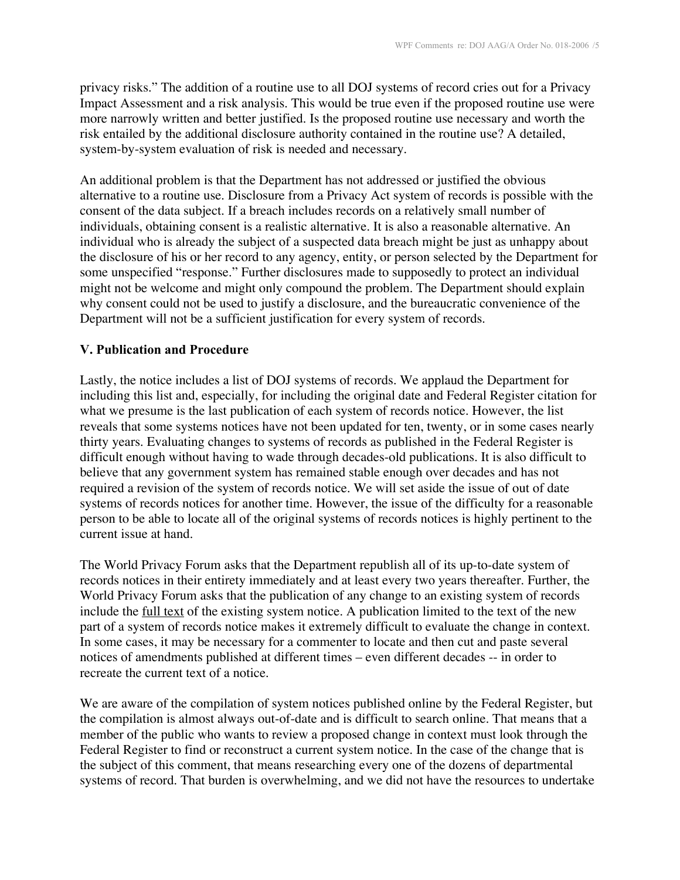privacy risks." The addition of a routine use to all DOJ systems of record cries out for a Privacy Impact Assessment and a risk analysis. This would be true even if the proposed routine use were more narrowly written and better justified. Is the proposed routine use necessary and worth the risk entailed by the additional disclosure authority contained in the routine use? A detailed, system-by-system evaluation of risk is needed and necessary.

An additional problem is that the Department has not addressed or justified the obvious alternative to a routine use. Disclosure from a Privacy Act system of records is possible with the consent of the data subject. If a breach includes records on a relatively small number of individuals, obtaining consent is a realistic alternative. It is also a reasonable alternative. An individual who is already the subject of a suspected data breach might be just as unhappy about the disclosure of his or her record to any agency, entity, or person selected by the Department for some unspecified "response." Further disclosures made to supposedly to protect an individual might not be welcome and might only compound the problem. The Department should explain why consent could not be used to justify a disclosure, and the bureaucratic convenience of the Department will not be a sufficient justification for every system of records.

**V. Publication and Procedure**

Lastly, the notice includes a list of DOJ systems of records. We applaud the Department for including this list and, especially, for including the original date and Federal Register citation for what we presume is the last publication of each system of records notice. However, the list reveals that some systems notices have not been updated for ten, twenty, or in some cases nearly thirty years. Evaluating changes to systems of records as published in the Federal Register is difficult enough without having to wade through decades-old publications. It is also difficult to believe that any government system has remained stable enough over decades and has not required a revision of the system of records notice. We will set aside the issue of out of date systems of records notices for another time. However, the issue of the difficulty for a reasonable person to be able to locate all of the original systems of records notices is highly pertinent to the current issue at hand.

The World Privacy Forum asks that the Department republish all of its up-to-date system of records notices in their entirety immediately and at least every two years thereafter. Further, the World Privacy Forum asks that the publication of any change to an existing system of records include the full text of the existing system notice. A publication limited to the text of the new part of a system of records notice makes it extremely difficult to evaluate the change in context. In some cases, it may be necessary for a commenter to locate and then cut and paste several notices of amendments published at different times – even different decades -- in order to recreate the current text of a notice.

We are aware of the compilation of system notices published online by the Federal Register, but the compilation is almost always out-of-date and is difficult to search online. That means that a member of the public who wants to review a proposed change in context must look through the Federal Register to find or reconstruct a current system notice. In the case of the change that is the subject of this comment, that means researching every one of the dozens of departmental systems of record. That burden is overwhelming, and we did not have the resources to undertake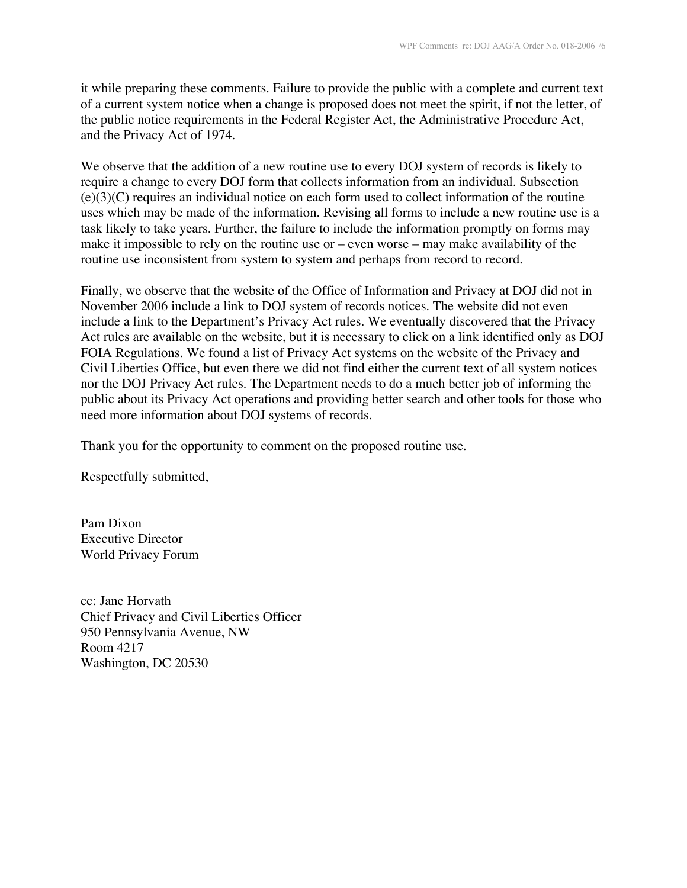it while preparing these comments. Failure to provide the public with a complete and current text of a current system notice when a change is proposed does not meet the spirit, if not the letter, of the public notice requirements in the Federal Register Act, the Administrative Procedure Act, and the Privacy Act of 1974.

We observe that the addition of a new routine use to every DOJ system of records is likely to require a change to every DOJ form that collects information from an individual. Subsection (e)(3)(C) requires an individual notice on each form used to collect information of the routine uses which may be made of the information. Revising all forms to include a new routine use is a task likely to take years. Further, the failure to include the information promptly on forms may make it impossible to rely on the routine use or – even worse – may make availability of the routine use inconsistent from system to system and perhaps from record to record.

Finally, we observe that the website of the Office of Information and Privacy at DOJ did not in November 2006 include a link to DOJ system of records notices. The website did not even include a link to the Department's Privacy Act rules. We eventually discovered that the Privacy Act rules are available on the website, but it is necessary to click on a link identified only as DOJ FOIA Regulations. We found a list of Privacy Act systems on the website of the Privacy and Civil Liberties Office, but even there we did not find either the current text of all system notices nor the DOJ Privacy Act rules. The Department needs to do a much better job of informing the public about its Privacy Act operations and providing better search and other tools for those who need more information about DOJ systems of records.

Thank you for the opportunity to comment on the proposed routine use.

Respectfully submitted,

Pam Dixon
Executive Director
World Privacy Forum

cc: Jane Horvath
Chief Privacy and Civil Liberties Officer
950 Pennsylvania Avenue, NW
Room 4217
Washington, DC 20530